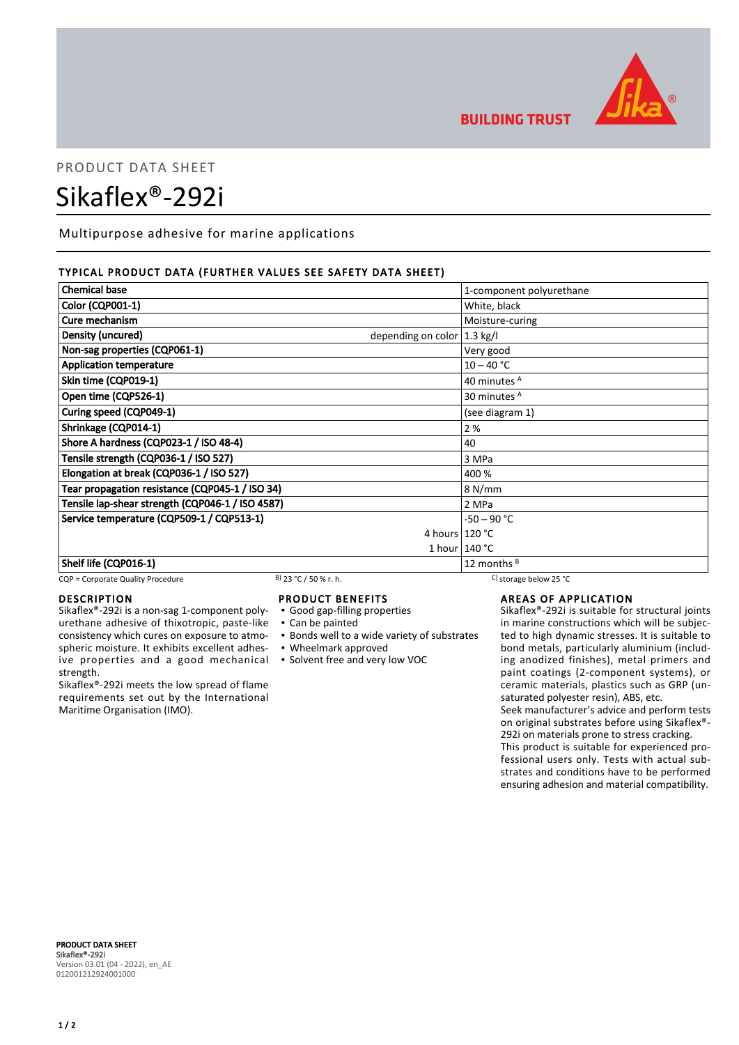PRODUCT DATA SHEET

# Sikaflex®-292i

Multipurpose adhesive for marine applications

## TYPICAL PRODUCT DATA (FURTHER VALUES SEE SAFETY DATA SHEET)

| Property | | Value |
|---|---|---|
| **Chemical base** | | 1-component polyurethane |
| **Color (CQP001-1)** | | White, black |
| **Cure mechanism** | | Moisture-curing |
| **Density (uncured)** | depending on color | 1.3 kg/l |
| **Non-sag properties (CQP061-1)** | | Very good |
| **Application temperature** | | 10 – 40 °C |
| **Skin time (CQP019-1)** | | 40 minutes [A] |
| **Open time (CQP526-1)** | | 30 minutes [A] |
| **Curing speed (CQP049-1)** | | (see diagram 1) |
| **Shrinkage (CQP014-1)** | | 2 % |
| **Shore A hardness (CQP023-1 / ISO 48-4)** | | 40 |
| **Tensile strength (CQP036-1 / ISO 527)** | | 3 MPa |
| **Elongation at break (CQP036-1 / ISO 527)** | | 400 % |
| **Tear propagation resistance (CQP045-1 / ISO 34)** | | 8 N/mm |
| **Tensile lap-shear strength (CQP046-1 / ISO 4587)** | | 2 MPa |
| **Service temperature (CQP509-1 / CQP513-1)** | | -50 – 90 °C |
| | 4 hours | 120 °C |
| | 1 hour | 140 °C |
| **Shelf life (CQP016-1)** | | 12 months [B] |

CQP = Corporate Quality Procedure B) 23 °C / 50 % r. h. C) storage below 25 °C

## DESCRIPTION

Sikaflex®-292i is a non-sag 1-component polyurethane adhesive of thixotropic, paste-like consistency which cures on exposure to atmospheric moisture. It exhibits excellent adhesive properties and a good mechanical strength.

Sikaflex®-292i meets the low spread of flame requirements set out by the International Maritime Organisation (IMO).

## PRODUCT BENEFITS

- Good gap-filling properties
- Can be painted
- Bonds well to a wide variety of substrates
- Wheelmark approved
- Solvent free and very low VOC

## AREAS OF APPLICATION

Sikaflex®-292i is suitable for structural joints in marine constructions which will be subjected to high dynamic stresses. It is suitable to bond metals, particularly aluminium (including anodized finishes), metal primers and paint coatings (2-component systems), or ceramic materials, plastics such as GRP (unsaturated polyester resin), ABS, etc.

Seek manufacturer's advice and perform tests on original substrates before using Sikaflex®-292i on materials prone to stress cracking.

This product is suitable for experienced professional users only. Tests with actual substrates and conditions have to be performed ensuring adhesion and material compatibility.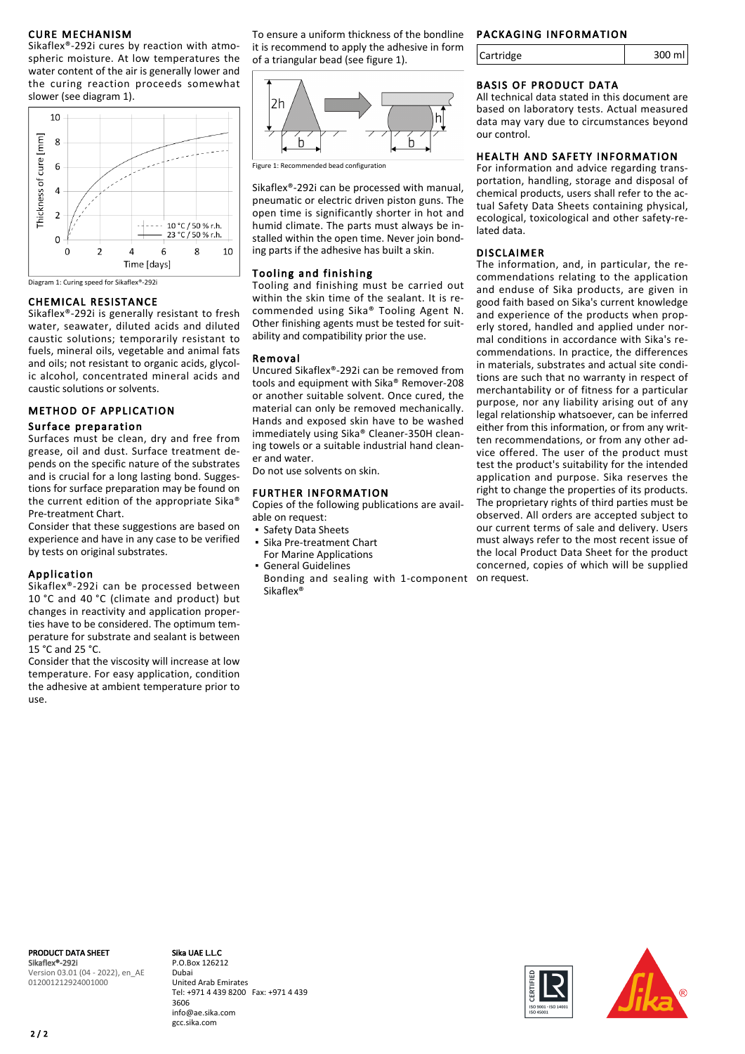## CURE MECHANISM

Sikaflex®-292i cures by reaction with atmospheric moisture. At low temperatures the water content of the air is generally lower and the curing reaction proceeds somewhat slower (see diagram 1).

10
8
6
4
2
0
Thickness of cure [mm]
0 2 4 6 8 10
Time [days]
10 °C / 50 % r.h.
23 °C / 50 % r.h.

Diagram 1: Curing speed for Sikaflex®-292i

## CHEMICAL RESISTANCE

Sikaflex®-292i is generally resistant to fresh water, seawater, diluted acids and diluted caustic solutions; temporarily resistant to fuels, mineral oils, vegetable and animal fats and oils; not resistant to organic acids, glycolic alcohol, concentrated mineral acids and caustic solutions or solvents.

## METHOD OF APPLICATION

### Surface preparation

Surfaces must be clean, dry and free from grease, oil and dust. Surface treatment depends on the specific nature of the substrates and is crucial for a long lasting bond. Suggestions for surface preparation may be found on the current edition of the appropriate Sika® Pre-treatment Chart.

Consider that these suggestions are based on experience and have in any case to be verified by tests on original substrates.

### Application

Sikaflex®-292i can be processed between 10 °C and 40 °C (climate and product) but changes in reactivity and application properties have to be considered. The optimum temperature for substrate and sealant is between 15 °C and 25 °C.

Consider that the viscosity will increase at low temperature. For easy application, condition the adhesive at ambient temperature prior to use.

To ensure a uniform thickness of the bondline it is recommend to apply the adhesive in form of a triangular bead (see figure 1).

2h
b
h
b

Figure 1: Recommended bead configuration

Sikaflex®-292i can be processed with manual, pneumatic or electric driven piston guns. The open time is significantly shorter in hot and humid climate. The parts must always be installed within the open time. Never join bonding parts if the adhesive has built a skin.

### Tooling and finishing

Tooling and finishing must be carried out within the skin time of the sealant. It is recommended using Sika® Tooling Agent N. Other finishing agents must be tested for suitability and compatibility prior the use.

### Removal

Uncured Sikaflex®-292i can be removed from tools and equipment with Sika® Remover-208 or another suitable solvent. Once cured, the material can only be removed mechanically. Hands and exposed skin have to be washed immediately using Sika® Cleaner-350H cleaning towels or a suitable industrial hand cleaner and water.

Do not use solvents on skin.

## FURTHER INFORMATION

Copies of the following publications are available on request:

- Safety Data Sheets
- Sika Pre-treatment Chart For Marine Applications
- General Guidelines Bonding and sealing with 1-component Sikaflex®

## PACKAGING INFORMATION

| | |
|---|---|
| Cartridge | 300 ml |

## BASIS OF PRODUCT DATA

All technical data stated in this document are based on laboratory tests. Actual measured data may vary due to circumstances beyond our control.

## HEALTH AND SAFETY INFORMATION

For information and advice regarding transportation, handling, storage and disposal of chemical products, users shall refer to the actual Safety Data Sheets containing physical, ecological, toxicological and other safety-related data.

## DISCLAIMER

The information, and, in particular, the recommendations relating to the application and enduse of Sika products, are given in good faith based on Sika's current knowledge and experience of the products when properly stored, handled and applied under normal conditions in accordance with Sika's recommendations. In practice, the differences in materials, substrates and actual site conditions are such that no warranty in respect of merchantability or of fitness for a particular purpose, nor any liability arising out of any legal relationship whatsoever, can be inferred either from this information, or from any written recommendations, or from any other advice offered. The user of the product must test the product's suitability for the intended application and purpose. Sika reserves the right to change the properties of its products. The proprietary rights of third parties must be observed. All orders are accepted subject to our current terms of sale and delivery. Users must always refer to the most recent issue of the local Product Data Sheet for the product concerned, copies of which will be supplied on request.

**PRODUCT DATA SHEET**
**Sikaflex®-292i**
Version 03.01 (04 - 2022), en_AE
012001212924001000

**Sika UAE L.L.C**
P.O.Box 126212
Dubai
United Arab Emirates
Tel: +971 4 439 8200 Fax: +971 4 439 3606
info@ae.sika.com
gcc.sika.com